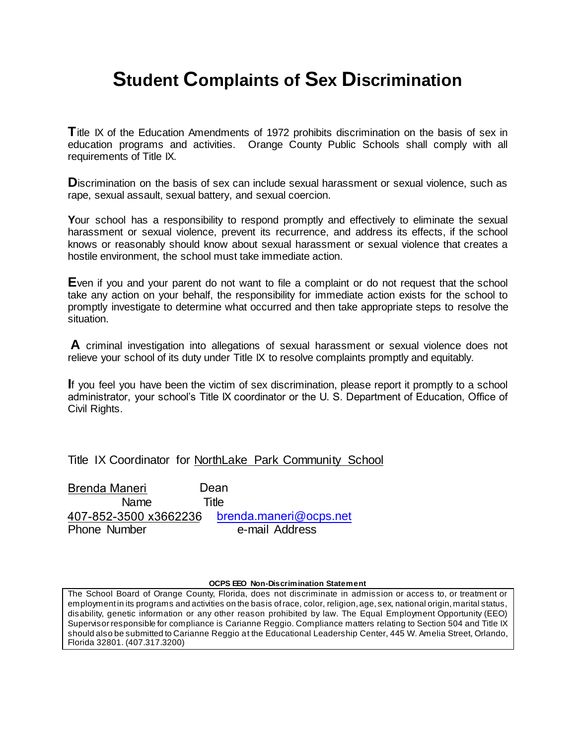# Student Complaints of Sex Discrimination

**T**itle IX of the Education Amendments of 1972 prohibits discrimination on the basis of sex in education programs and activities. Orange County Public Schools shall comply with all requirements of Title IX.

**D**iscrimination on the basis of sex can include sexual harassment or sexual violence, such as rape, sexual assault, sexual battery, and sexual coercion.

**Y**our school has a responsibility to respond promptly and effectively to eliminate the sexual harassment or sexual violence, prevent its recurrence, and address its effects, if the school knows or reasonably should know about sexual harassment or sexual violence that creates a hostile environment, the school must take immediate action.

**E**ven if you and your parent do not want to file a complaint or do not request that the school take any action on your behalf, the responsibility for immediate action exists for the school to promptly investigate to determine what occurred and then take appropriate steps to resolve the situation.

**A** criminal investigation into allegations of sexual harassment or sexual violence does not relieve your school of its duty under Title IX to resolve complaints promptly and equitably.

**I**f you feel you have been the victim of sex discrimination, please report it promptly to a school administrator, your school's Title IX coordinator or the U. S. Department of Education, Office of Civil Rights.

Title IX Coordinator for NorthLake Park Community School

| | |
|---|---|
| Brenda Maneri | Dean |
| Name | Title |
| 407-852-3500 x3662236 | brenda.maneri@ocps.net |
| Phone Number | e-mail Address |

**OCPS EEO Non-Discrimination Statement**

The School Board of Orange County, Florida, does not discriminate in admission or access to, or treatment or employment in its programs and activities on the basis of race, color, religion, age, sex, national origin, marital status, disability, genetic information or any other reason prohibited by law. The Equal Employment Opportunity (EEO) Supervisor responsible for compliance is Carianne Reggio. Compliance matters relating to Section 504 and Title IX should also be submitted to Carianne Reggio at the Educational Leadership Center, 445 W. Amelia Street, Orlando, Florida 32801. (407.317.3200)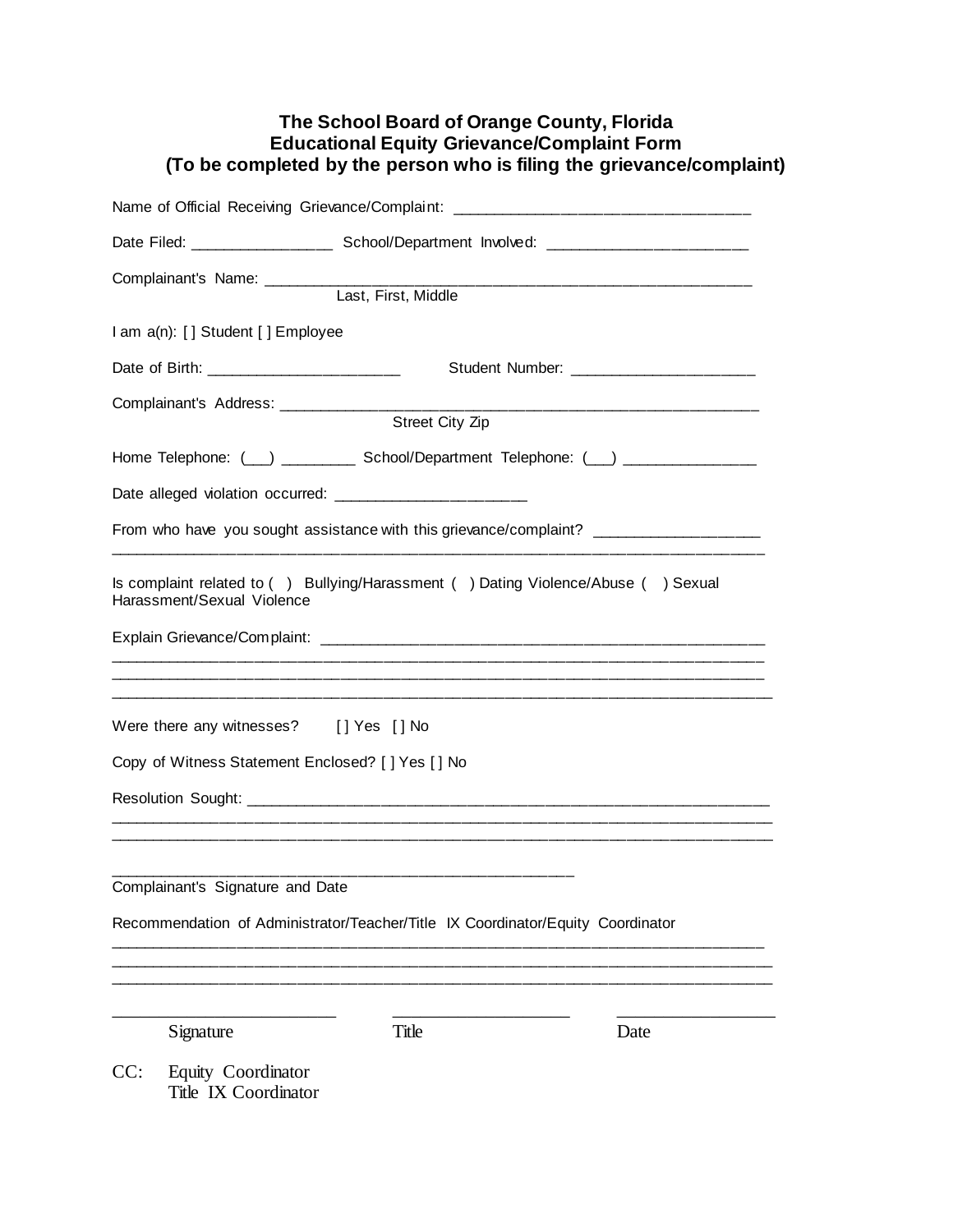## The School Board of Orange County, Florida
## Educational Equity Grievance/Complaint Form
## (To be completed by the person who is filing the grievance/complaint)

Name of Official Receiving Grievance/Complaint: ___________________________________

Date Filed: ________________ School/Department Involved: _______________________

Complainant's Name: ____________________________________________________________
Last, First, Middle

I am a(n): [ ] Student [ ] Employee

Date of Birth: ______________________ Student Number: _____________________

Complainant's Address: __________________________________________________________
Street City Zip

Home Telephone: (___) _________ School/Department Telephone: (___) _______________

Date alleged violation occurred: ______________________

From who have you sought assistance with this grievance/complaint? ___________________
______________________________________________________________________________

Is complaint related to ( ) Bullying/Harassment ( ) Dating Violence/Abuse ( ) Sexual Harassment/Sexual Violence

Explain Grievance/Complaint: _____________________________________________________
______________________________________________________________________________
______________________________________________________________________________
______________________________________________________________________________

Were there any witnesses? [ ] Yes [ ] No

Copy of Witness Statement Enclosed? [ ] Yes [ ] No

Resolution Sought: ______________________________________________________________
______________________________________________________________________________
______________________________________________________________________________

_______________________________________________________
Complainant's Signature and Date

Recommendation of Administrator/Teacher/Title IX Coordinator/Equity Coordinator
______________________________________________________________________________
______________________________________________________________________________
______________________________________________________________________________

| | | |
|---|---|---|
| _________________________ | ____________________ | _________________ |
| Signature | Title | Date |

CC: Equity Coordinator
Title IX Coordinator